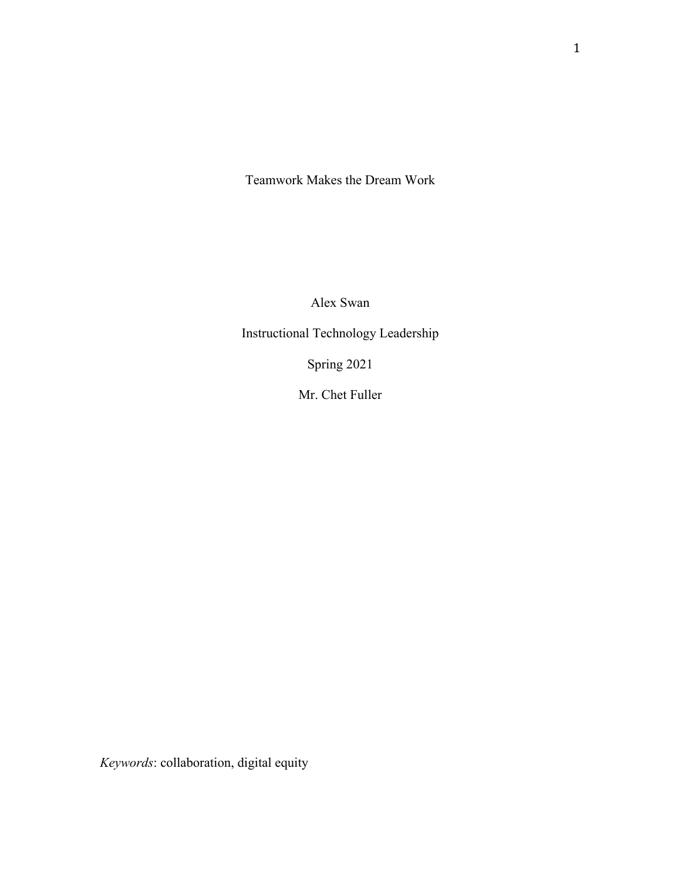# Teamwork Makes the Dream Work

Alex Swan

Instructional Technology Leadership

Spring 2021

Mr. Chet Fuller

*Keywords*: collaboration, digital equity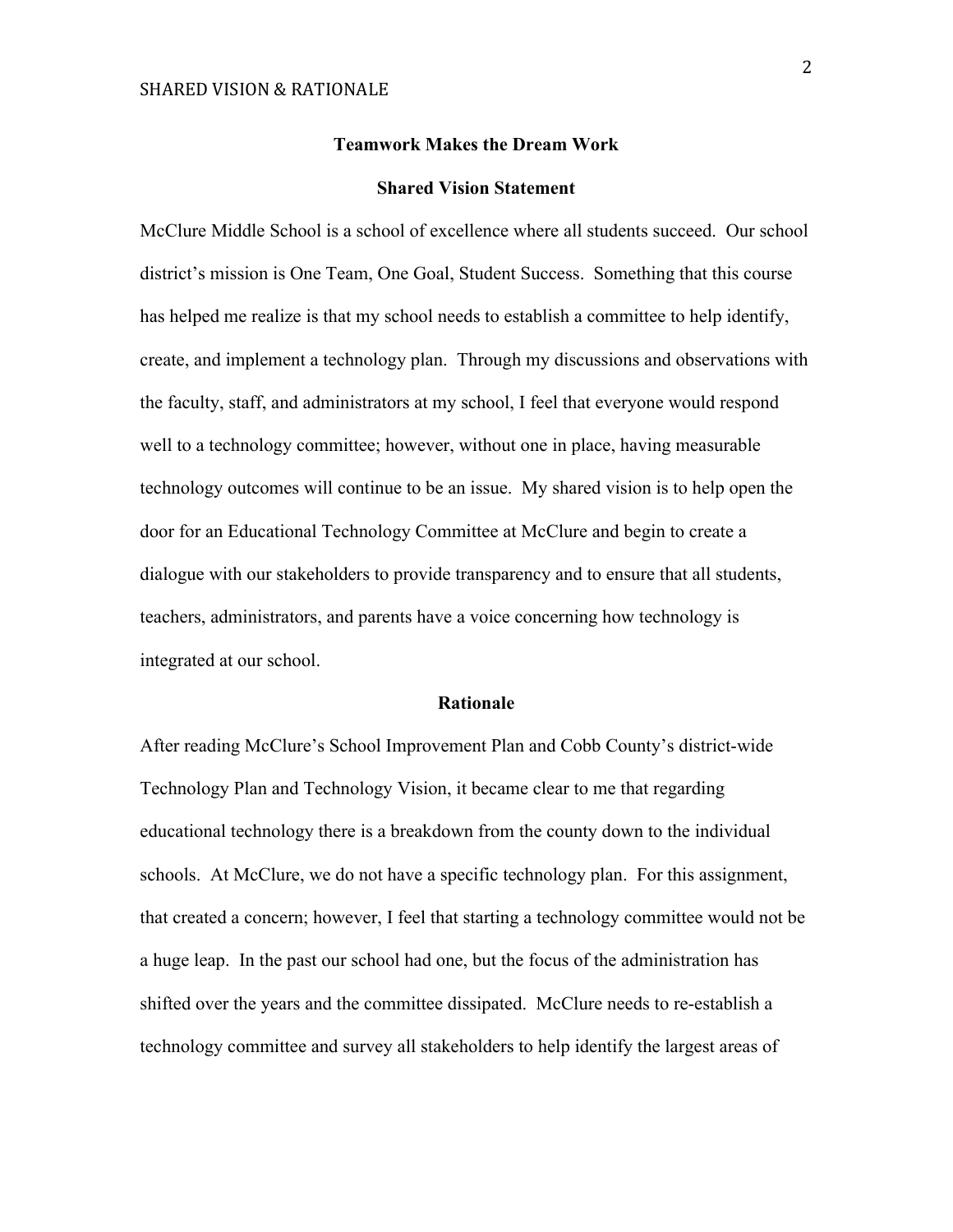## Teamwork Makes the Dream Work

### Shared Vision Statement

McClure Middle School is a school of excellence where all students succeed. Our school district's mission is One Team, One Goal, Student Success. Something that this course has helped me realize is that my school needs to establish a committee to help identify, create, and implement a technology plan. Through my discussions and observations with the faculty, staff, and administrators at my school, I feel that everyone would respond well to a technology committee; however, without one in place, having measurable technology outcomes will continue to be an issue. My shared vision is to help open the door for an Educational Technology Committee at McClure and begin to create a dialogue with our stakeholders to provide transparency and to ensure that all students, teachers, administrators, and parents have a voice concerning how technology is integrated at our school.

### Rationale

After reading McClure's School Improvement Plan and Cobb County's district-wide Technology Plan and Technology Vision, it became clear to me that regarding educational technology there is a breakdown from the county down to the individual schools. At McClure, we do not have a specific technology plan. For this assignment, that created a concern; however, I feel that starting a technology committee would not be a huge leap. In the past our school had one, but the focus of the administration has shifted over the years and the committee dissipated. McClure needs to re-establish a technology committee and survey all stakeholders to help identify the largest areas of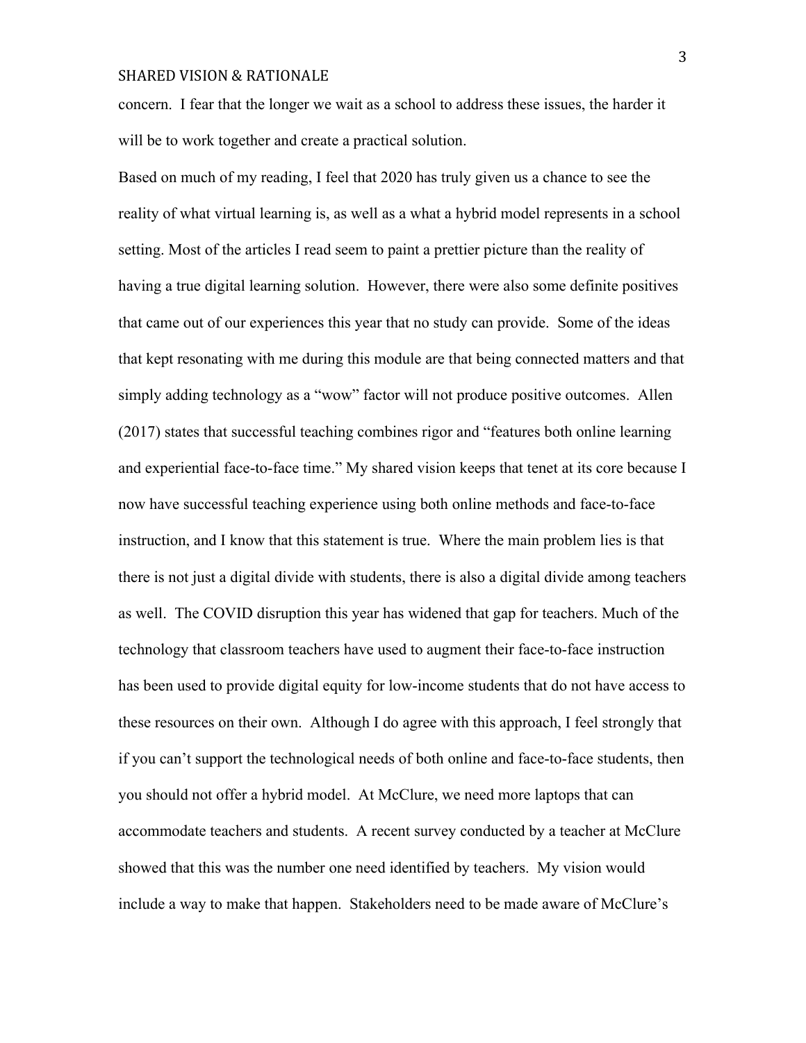concern. I fear that the longer we wait as a school to address these issues, the harder it will be to work together and create a practical solution.

Based on much of my reading, I feel that 2020 has truly given us a chance to see the reality of what virtual learning is, as well as a what a hybrid model represents in a school setting. Most of the articles I read seem to paint a prettier picture than the reality of having a true digital learning solution. However, there were also some definite positives that came out of our experiences this year that no study can provide. Some of the ideas that kept resonating with me during this module are that being connected matters and that simply adding technology as a "wow" factor will not produce positive outcomes. Allen (2017) states that successful teaching combines rigor and "features both online learning and experiential face-to-face time." My shared vision keeps that tenet at its core because I now have successful teaching experience using both online methods and face-to-face instruction, and I know that this statement is true. Where the main problem lies is that there is not just a digital divide with students, there is also a digital divide among teachers as well. The COVID disruption this year has widened that gap for teachers. Much of the technology that classroom teachers have used to augment their face-to-face instruction has been used to provide digital equity for low-income students that do not have access to these resources on their own. Although I do agree with this approach, I feel strongly that if you can't support the technological needs of both online and face-to-face students, then you should not offer a hybrid model. At McClure, we need more laptops that can accommodate teachers and students. A recent survey conducted by a teacher at McClure showed that this was the number one need identified by teachers. My vision would include a way to make that happen. Stakeholders need to be made aware of McClure's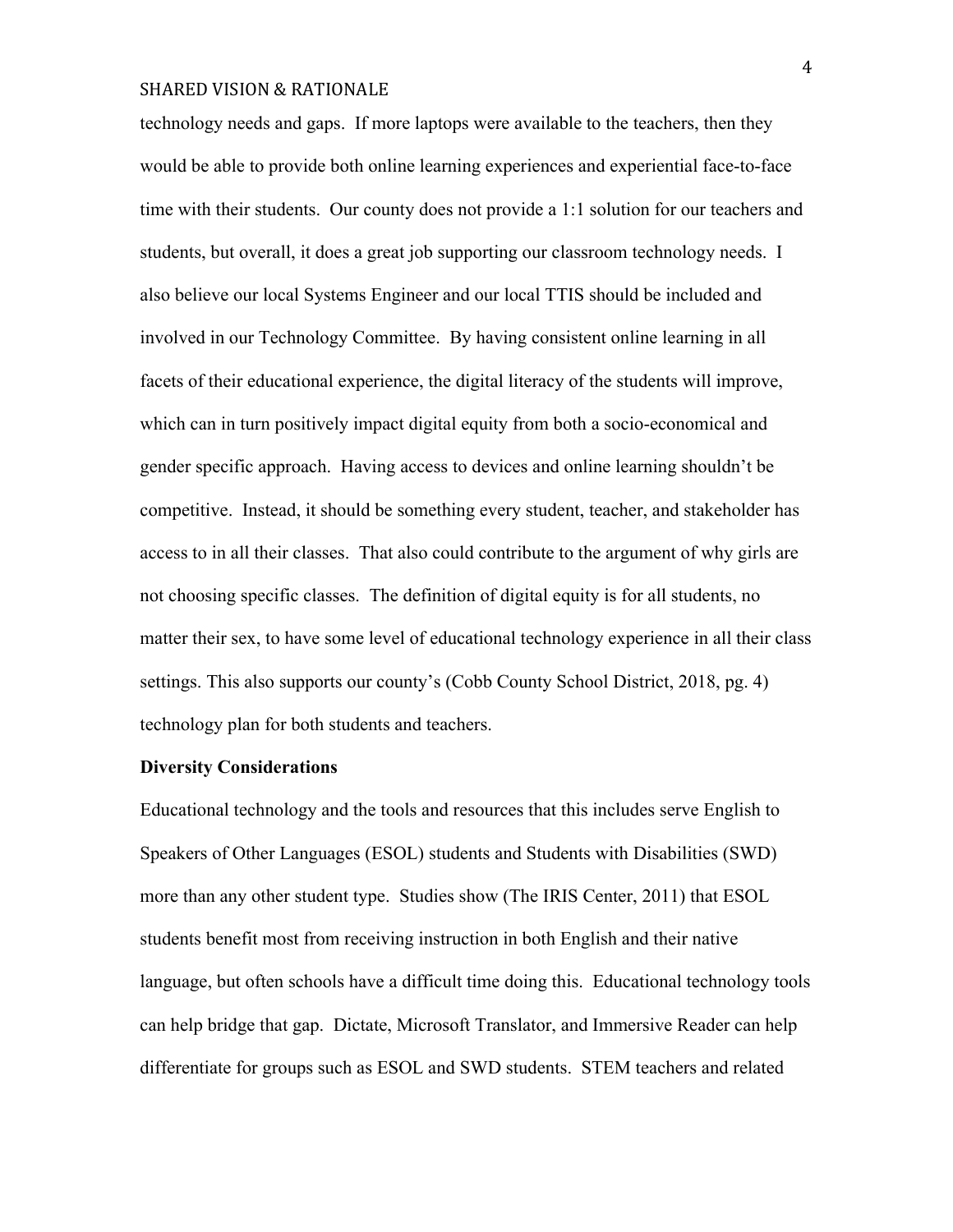technology needs and gaps. If more laptops were available to the teachers, then they would be able to provide both online learning experiences and experiential face-to-face time with their students. Our county does not provide a 1:1 solution for our teachers and students, but overall, it does a great job supporting our classroom technology needs. I also believe our local Systems Engineer and our local TTIS should be included and involved in our Technology Committee. By having consistent online learning in all facets of their educational experience, the digital literacy of the students will improve, which can in turn positively impact digital equity from both a socio-economical and gender specific approach. Having access to devices and online learning shouldn't be competitive. Instead, it should be something every student, teacher, and stakeholder has access to in all their classes. That also could contribute to the argument of why girls are not choosing specific classes. The definition of digital equity is for all students, no matter their sex, to have some level of educational technology experience in all their class settings. This also supports our county's (Cobb County School District, 2018, pg. 4) technology plan for both students and teachers.

**Diversity Considerations**

Educational technology and the tools and resources that this includes serve English to Speakers of Other Languages (ESOL) students and Students with Disabilities (SWD) more than any other student type. Studies show (The IRIS Center, 2011) that ESOL students benefit most from receiving instruction in both English and their native language, but often schools have a difficult time doing this. Educational technology tools can help bridge that gap. Dictate, Microsoft Translator, and Immersive Reader can help differentiate for groups such as ESOL and SWD students. STEM teachers and related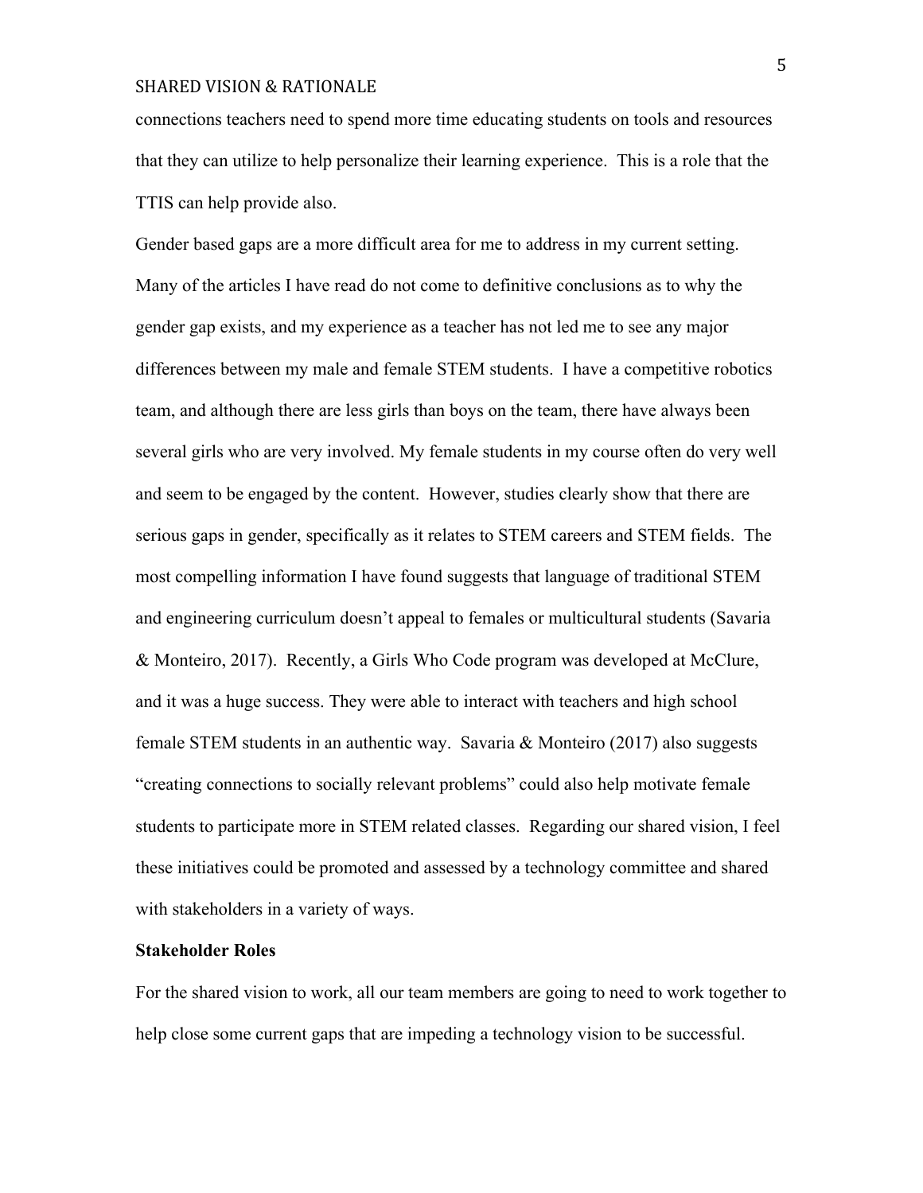connections teachers need to spend more time educating students on tools and resources that they can utilize to help personalize their learning experience. This is a role that the TTIS can help provide also.

Gender based gaps are a more difficult area for me to address in my current setting. Many of the articles I have read do not come to definitive conclusions as to why the gender gap exists, and my experience as a teacher has not led me to see any major differences between my male and female STEM students. I have a competitive robotics team, and although there are less girls than boys on the team, there have always been several girls who are very involved. My female students in my course often do very well and seem to be engaged by the content. However, studies clearly show that there are serious gaps in gender, specifically as it relates to STEM careers and STEM fields. The most compelling information I have found suggests that language of traditional STEM and engineering curriculum doesn't appeal to females or multicultural students (Savaria & Monteiro, 2017). Recently, a Girls Who Code program was developed at McClure, and it was a huge success. They were able to interact with teachers and high school female STEM students in an authentic way. Savaria & Monteiro (2017) also suggests "creating connections to socially relevant problems" could also help motivate female students to participate more in STEM related classes. Regarding our shared vision, I feel these initiatives could be promoted and assessed by a technology committee and shared with stakeholders in a variety of ways.

**Stakeholder Roles**

For the shared vision to work, all our team members are going to need to work together to help close some current gaps that are impeding a technology vision to be successful.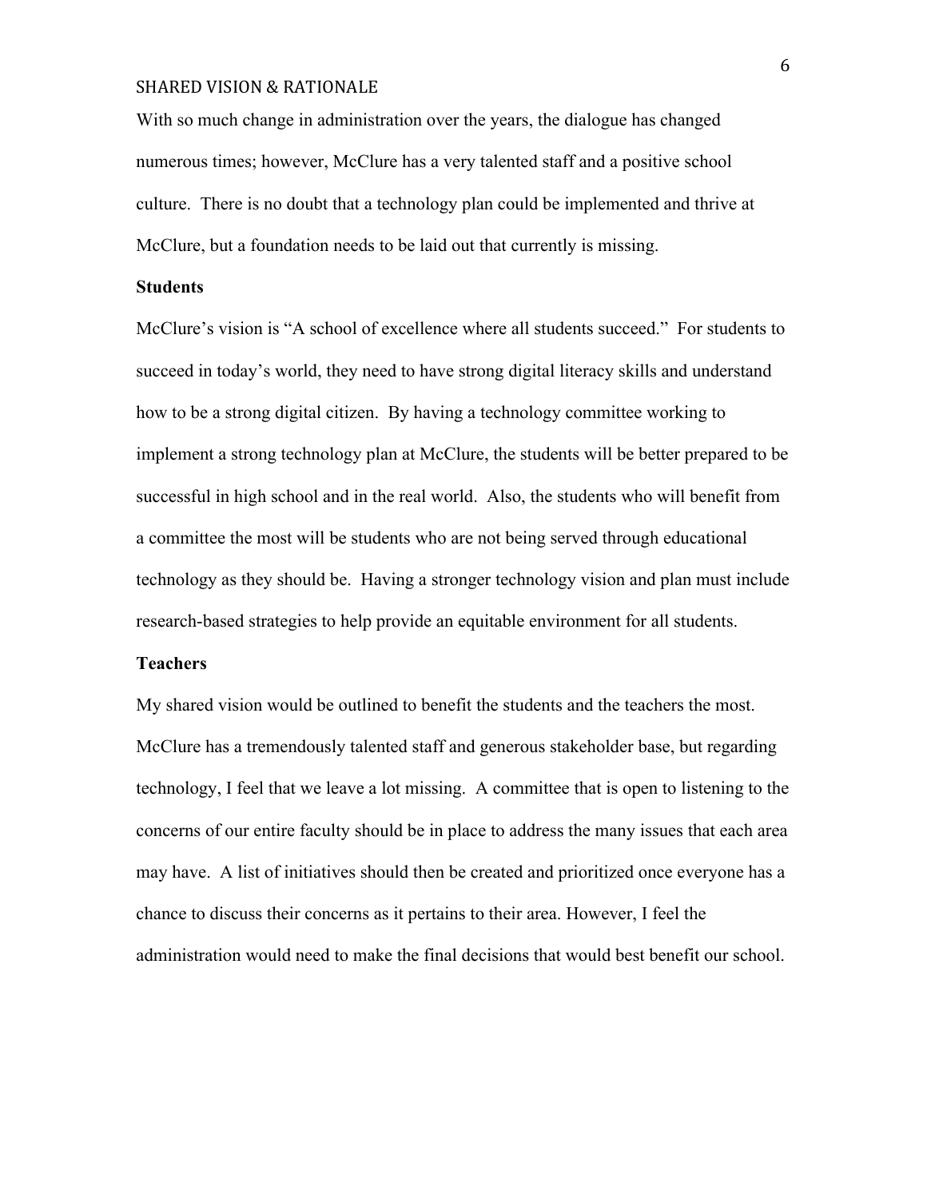With so much change in administration over the years, the dialogue has changed numerous times; however, McClure has a very talented staff and a positive school culture. There is no doubt that a technology plan could be implemented and thrive at McClure, but a foundation needs to be laid out that currently is missing.

**Students**

McClure's vision is "A school of excellence where all students succeed." For students to succeed in today's world, they need to have strong digital literacy skills and understand how to be a strong digital citizen. By having a technology committee working to implement a strong technology plan at McClure, the students will be better prepared to be successful in high school and in the real world. Also, the students who will benefit from a committee the most will be students who are not being served through educational technology as they should be. Having a stronger technology vision and plan must include research-based strategies to help provide an equitable environment for all students.

**Teachers**

My shared vision would be outlined to benefit the students and the teachers the most. McClure has a tremendously talented staff and generous stakeholder base, but regarding technology, I feel that we leave a lot missing. A committee that is open to listening to the concerns of our entire faculty should be in place to address the many issues that each area may have. A list of initiatives should then be created and prioritized once everyone has a chance to discuss their concerns as it pertains to their area. However, I feel the administration would need to make the final decisions that would best benefit our school.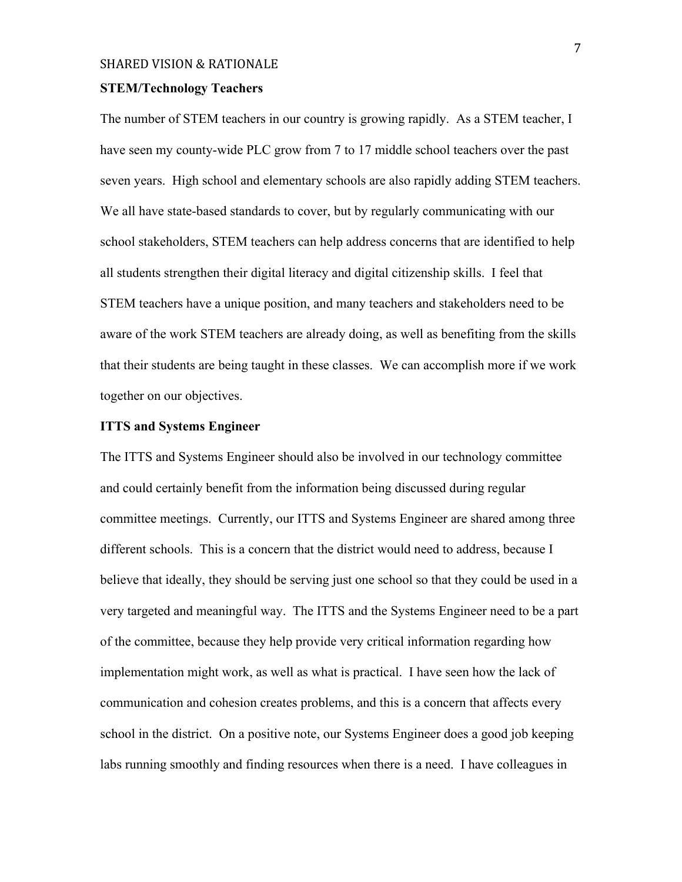### STEM/Technology Teachers

The number of STEM teachers in our country is growing rapidly. As a STEM teacher, I have seen my county-wide PLC grow from 7 to 17 middle school teachers over the past seven years. High school and elementary schools are also rapidly adding STEM teachers. We all have state-based standards to cover, but by regularly communicating with our school stakeholders, STEM teachers can help address concerns that are identified to help all students strengthen their digital literacy and digital citizenship skills. I feel that STEM teachers have a unique position, and many teachers and stakeholders need to be aware of the work STEM teachers are already doing, as well as benefiting from the skills that their students are being taught in these classes. We can accomplish more if we work together on our objectives.

### ITTS and Systems Engineer

The ITTS and Systems Engineer should also be involved in our technology committee and could certainly benefit from the information being discussed during regular committee meetings. Currently, our ITTS and Systems Engineer are shared among three different schools. This is a concern that the district would need to address, because I believe that ideally, they should be serving just one school so that they could be used in a very targeted and meaningful way. The ITTS and the Systems Engineer need to be a part of the committee, because they help provide very critical information regarding how implementation might work, as well as what is practical. I have seen how the lack of communication and cohesion creates problems, and this is a concern that affects every school in the district. On a positive note, our Systems Engineer does a good job keeping labs running smoothly and finding resources when there is a need. I have colleagues in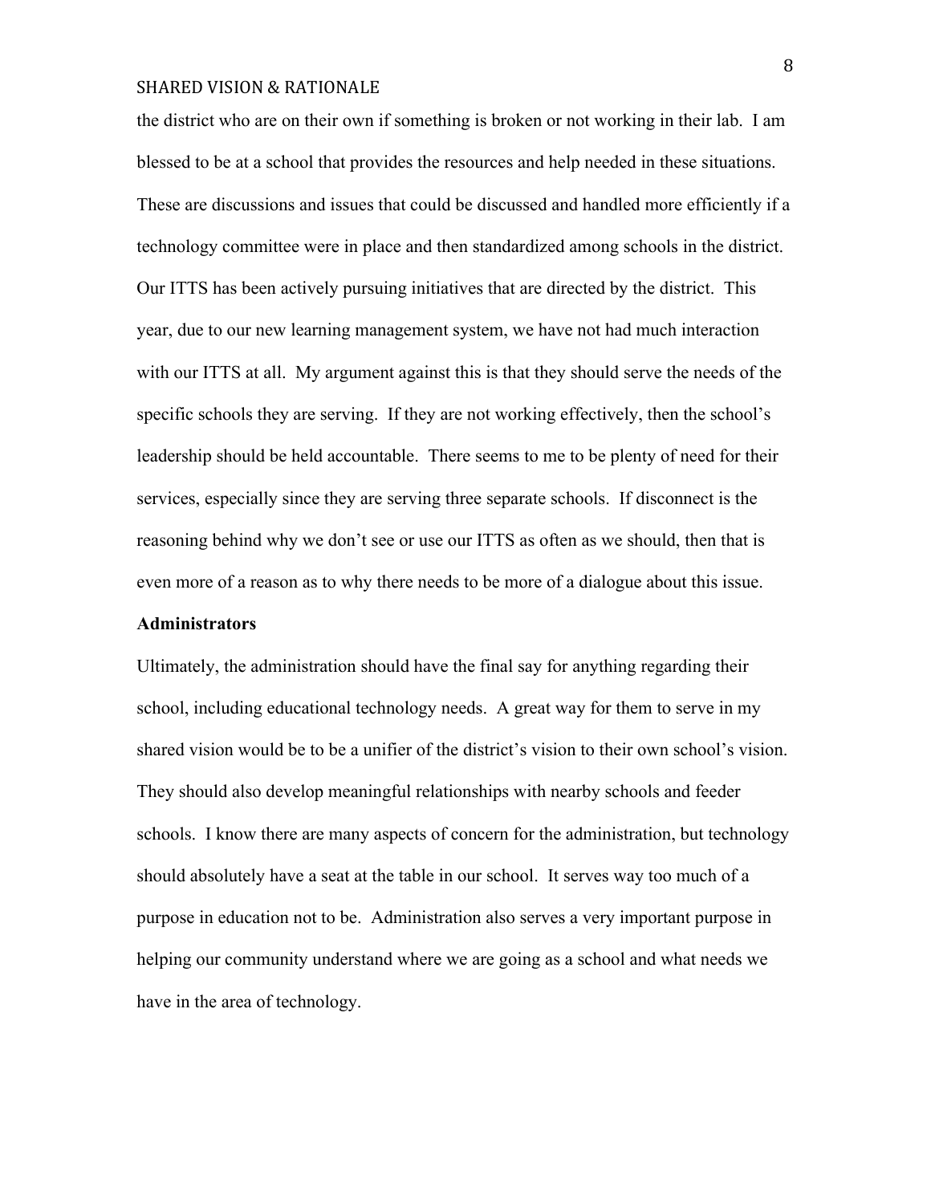the district who are on their own if something is broken or not working in their lab. I am blessed to be at a school that provides the resources and help needed in these situations. These are discussions and issues that could be discussed and handled more efficiently if a technology committee were in place and then standardized among schools in the district. Our ITTS has been actively pursuing initiatives that are directed by the district. This year, due to our new learning management system, we have not had much interaction with our ITTS at all. My argument against this is that they should serve the needs of the specific schools they are serving. If they are not working effectively, then the school's leadership should be held accountable. There seems to me to be plenty of need for their services, especially since they are serving three separate schools. If disconnect is the reasoning behind why we don't see or use our ITTS as often as we should, then that is even more of a reason as to why there needs to be more of a dialogue about this issue.

**Administrators**

Ultimately, the administration should have the final say for anything regarding their school, including educational technology needs. A great way for them to serve in my shared vision would be to be a unifier of the district's vision to their own school's vision. They should also develop meaningful relationships with nearby schools and feeder schools. I know there are many aspects of concern for the administration, but technology should absolutely have a seat at the table in our school. It serves way too much of a purpose in education not to be. Administration also serves a very important purpose in helping our community understand where we are going as a school and what needs we have in the area of technology.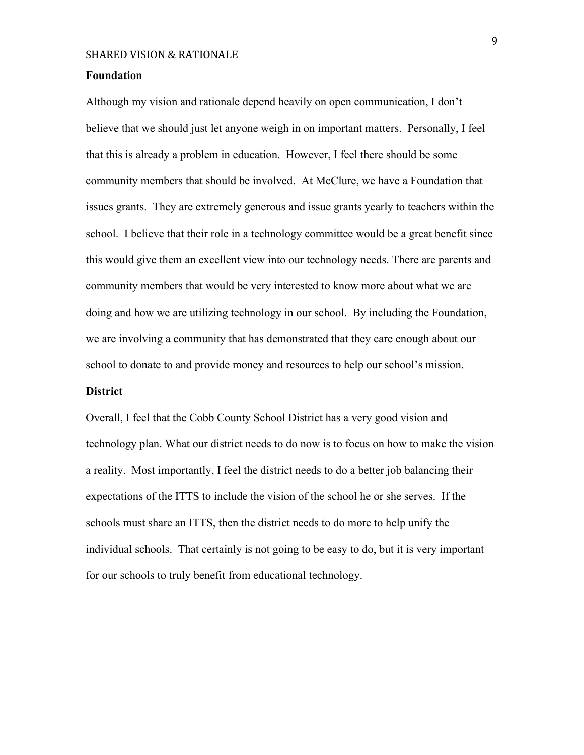**Foundation**

Although my vision and rationale depend heavily on open communication, I don't believe that we should just let anyone weigh in on important matters. Personally, I feel that this is already a problem in education. However, I feel there should be some community members that should be involved. At McClure, we have a Foundation that issues grants. They are extremely generous and issue grants yearly to teachers within the school. I believe that their role in a technology committee would be a great benefit since this would give them an excellent view into our technology needs. There are parents and community members that would be very interested to know more about what we are doing and how we are utilizing technology in our school. By including the Foundation, we are involving a community that has demonstrated that they care enough about our school to donate to and provide money and resources to help our school's mission.

**District**

Overall, I feel that the Cobb County School District has a very good vision and technology plan. What our district needs to do now is to focus on how to make the vision a reality. Most importantly, I feel the district needs to do a better job balancing their expectations of the ITTS to include the vision of the school he or she serves. If the schools must share an ITTS, then the district needs to do more to help unify the individual schools. That certainly is not going to be easy to do, but it is very important for our schools to truly benefit from educational technology.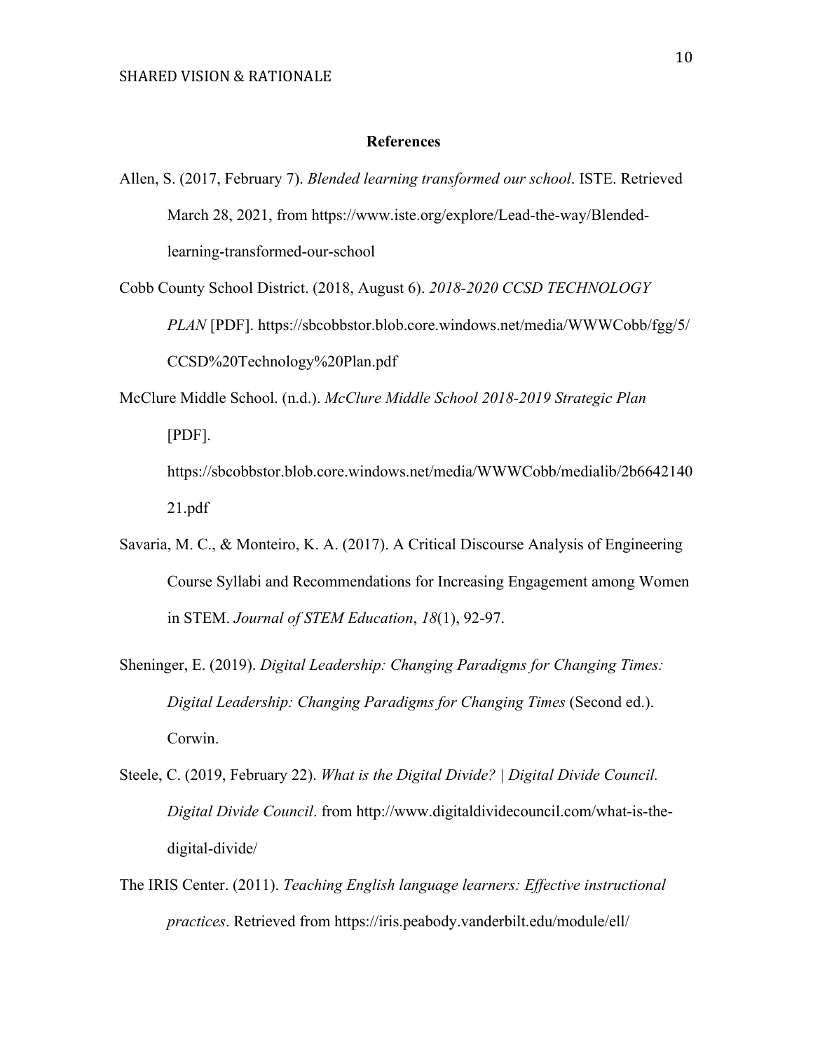## References

Allen, S. (2017, February 7). *Blended learning transformed our school*. ISTE. Retrieved March 28, 2021, from https://www.iste.org/explore/Lead-the-way/Blended-learning-transformed-our-school

Cobb County School District. (2018, August 6). *2018-2020 CCSD TECHNOLOGY PLAN* [PDF]. https://sbcobbstor.blob.core.windows.net/media/WWWCobb/fgg/5/CCSD%20Technology%20Plan.pdf

McClure Middle School. (n.d.). *McClure Middle School 2018-2019 Strategic Plan* [PDF]. https://sbcobbstor.blob.core.windows.net/media/WWWCobb/medialib/2b664214021.pdf

Savaria, M. C., & Monteiro, K. A. (2017). A Critical Discourse Analysis of Engineering Course Syllabi and Recommendations for Increasing Engagement among Women in STEM. *Journal of STEM Education*, *18*(1), 92-97.

Sheninger, E. (2019). *Digital Leadership: Changing Paradigms for Changing Times: Digital Leadership: Changing Paradigms for Changing Times* (Second ed.). Corwin.

Steele, C. (2019, February 22). *What is the Digital Divide? | Digital Divide Council. Digital Divide Council*. from http://www.digitaldividecouncil.com/what-is-the-digital-divide/

The IRIS Center. (2011). *Teaching English language learners: Effective instructional practices*. Retrieved from https://iris.peabody.vanderbilt.edu/module/ell/